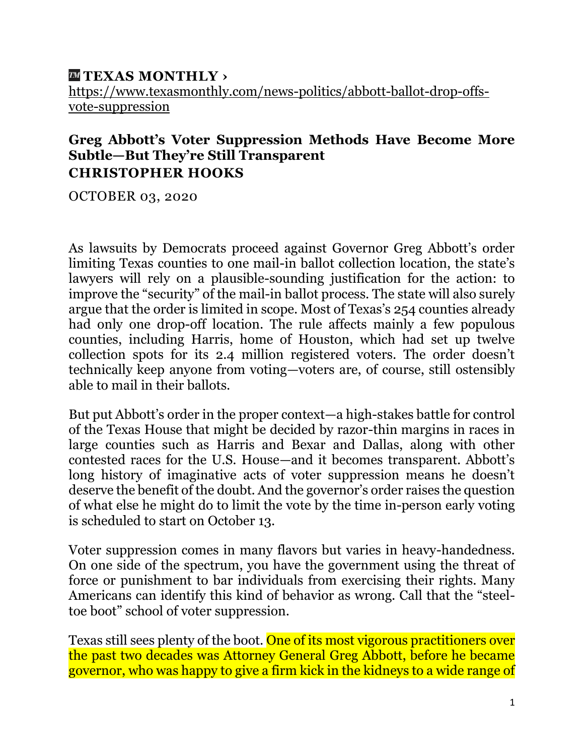**TEXAS MONTHLY ›**
[https://www.texasmonthly.com/news-politics/abbott-ballot-drop-offs-vote-suppression](https://www.texasmonthly.com/news-politics/abbott-ballot-drop-offs-vote-suppression)

# Greg Abbott's Voter Suppression Methods Have Become More Subtle—But They're Still Transparent

**CHRISTOPHER HOOKS**

OCTOBER 03, 2020

As lawsuits by Democrats proceed against Governor Greg Abbott's order limiting Texas counties to one mail-in ballot collection location, the state's lawyers will rely on a plausible-sounding justification for the action: to improve the "security" of the mail-in ballot process. The state will also surely argue that the order is limited in scope. Most of Texas's 254 counties already had only one drop-off location. The rule affects mainly a few populous counties, including Harris, home of Houston, which had set up twelve collection spots for its 2.4 million registered voters. The order doesn't technically keep anyone from voting—voters are, of course, still ostensibly able to mail in their ballots.

But put Abbott's order in the proper context—a high-stakes battle for control of the Texas House that might be decided by razor-thin margins in races in large counties such as Harris and Bexar and Dallas, along with other contested races for the U.S. House—and it becomes transparent. Abbott's long history of imaginative acts of voter suppression means he doesn't deserve the benefit of the doubt. And the governor's order raises the question of what else he might do to limit the vote by the time in-person early voting is scheduled to start on October 13.

Voter suppression comes in many flavors but varies in heavy-handedness. On one side of the spectrum, you have the government using the threat of force or punishment to bar individuals from exercising their rights. Many Americans can identify this kind of behavior as wrong. Call that the "steel-toe boot" school of voter suppression.

Texas still sees plenty of the boot. One of its most vigorous practitioners over the past two decades was Attorney General Greg Abbott, before he became governor, who was happy to give a firm kick in the kidneys to a wide range of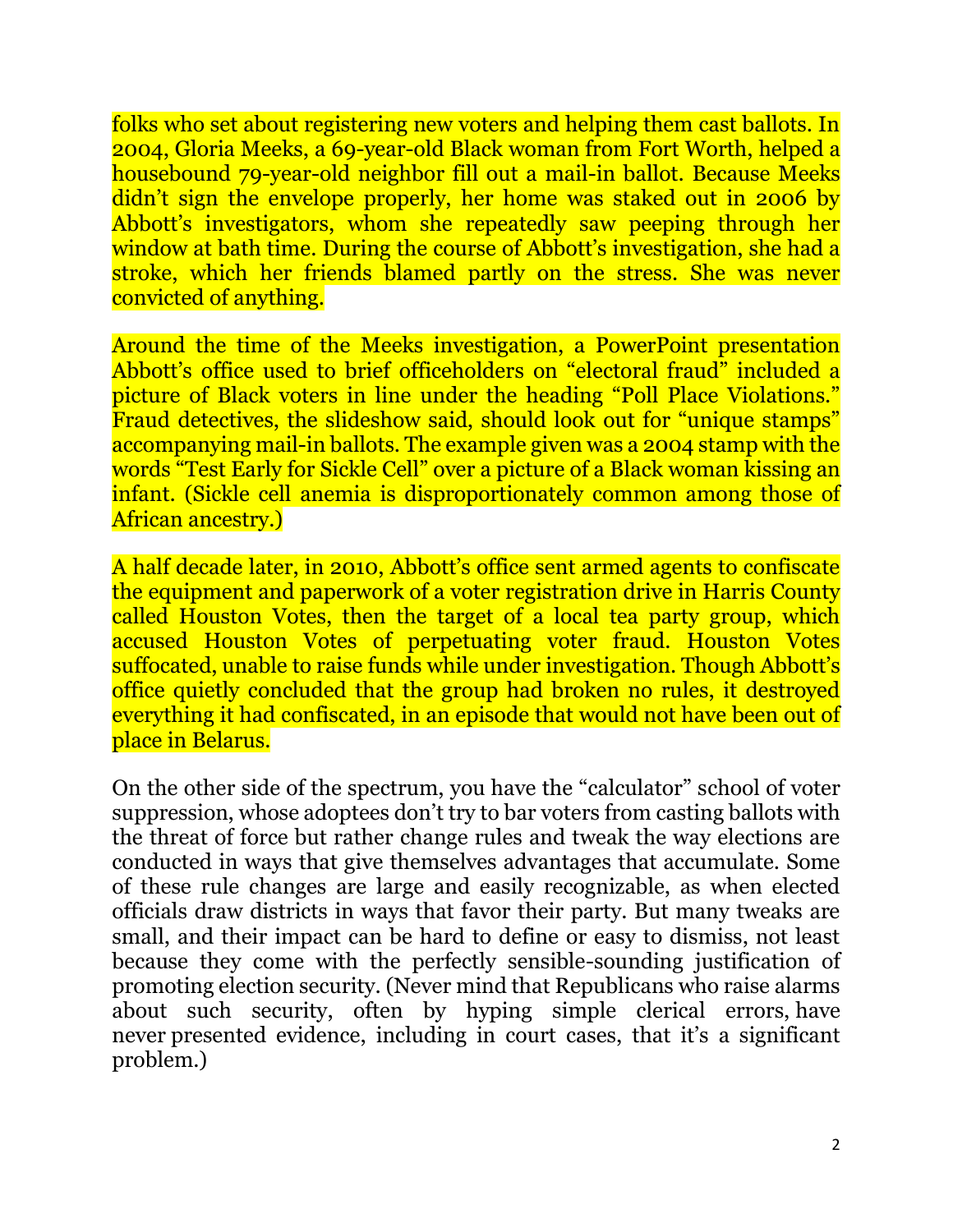folks who set about registering new voters and helping them cast ballots. In 2004, Gloria Meeks, a 69-year-old Black woman from Fort Worth, helped a housebound 79-year-old neighbor fill out a mail-in ballot. Because Meeks didn't sign the envelope properly, her home was staked out in 2006 by Abbott's investigators, whom she repeatedly saw peeping through her window at bath time. During the course of Abbott's investigation, she had a stroke, which her friends blamed partly on the stress. She was never convicted of anything.

Around the time of the Meeks investigation, a PowerPoint presentation Abbott's office used to brief officeholders on "electoral fraud" included a picture of Black voters in line under the heading "Poll Place Violations." Fraud detectives, the slideshow said, should look out for "unique stamps" accompanying mail-in ballots. The example given was a 2004 stamp with the words "Test Early for Sickle Cell" over a picture of a Black woman kissing an infant. (Sickle cell anemia is disproportionately common among those of African ancestry.)

A half decade later, in 2010, Abbott's office sent armed agents to confiscate the equipment and paperwork of a voter registration drive in Harris County called Houston Votes, then the target of a local tea party group, which accused Houston Votes of perpetuating voter fraud. Houston Votes suffocated, unable to raise funds while under investigation. Though Abbott's office quietly concluded that the group had broken no rules, it destroyed everything it had confiscated, in an episode that would not have been out of place in Belarus.

On the other side of the spectrum, you have the "calculator" school of voter suppression, whose adoptees don't try to bar voters from casting ballots with the threat of force but rather change rules and tweak the way elections are conducted in ways that give themselves advantages that accumulate. Some of these rule changes are large and easily recognizable, as when elected officials draw districts in ways that favor their party. But many tweaks are small, and their impact can be hard to define or easy to dismiss, not least because they come with the perfectly sensible-sounding justification of promoting election security. (Never mind that Republicans who raise alarms about such security, often by hyping simple clerical errors, have never presented evidence, including in court cases, that it's a significant problem.)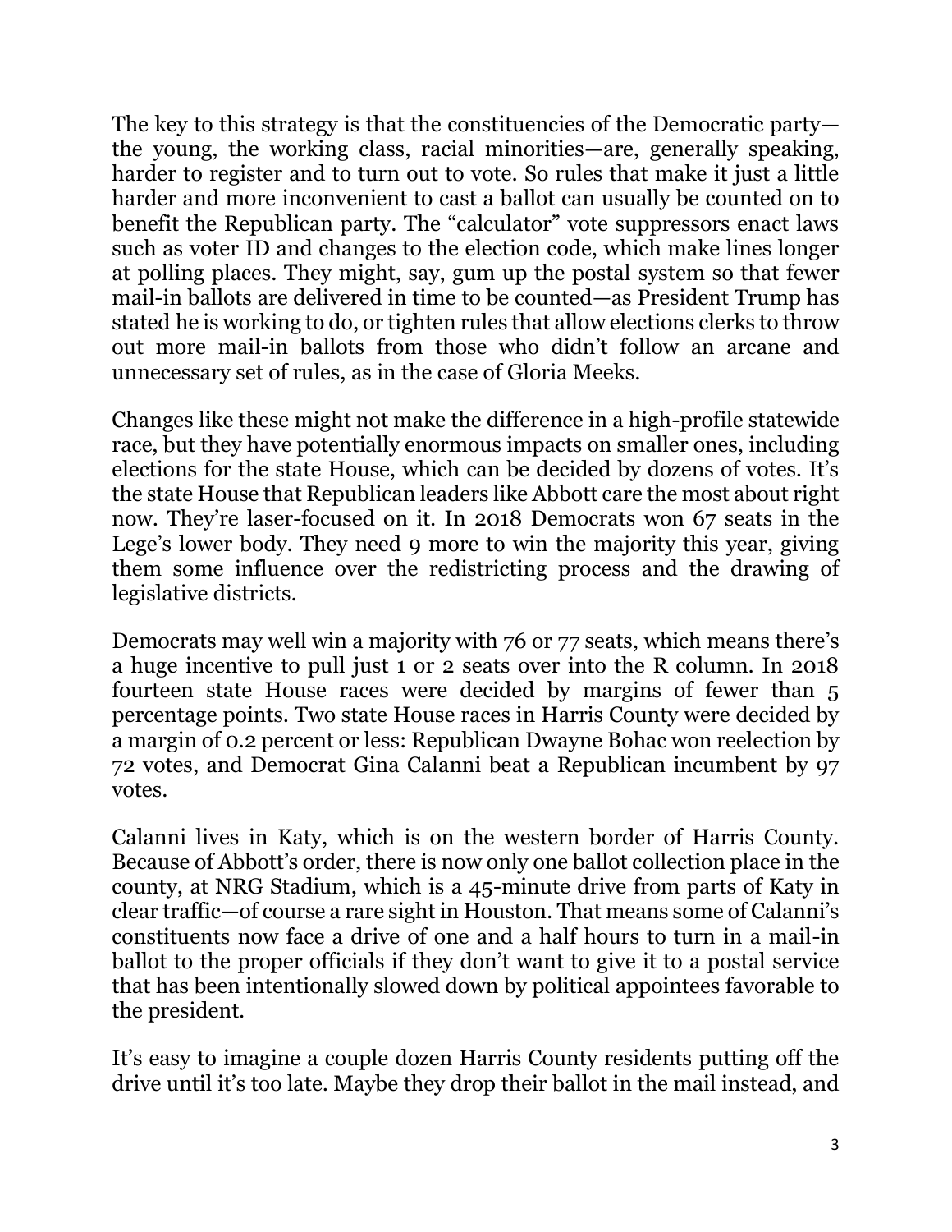The key to this strategy is that the constituencies of the Democratic party—the young, the working class, racial minorities—are, generally speaking, harder to register and to turn out to vote. So rules that make it just a little harder and more inconvenient to cast a ballot can usually be counted on to benefit the Republican party. The "calculator" vote suppressors enact laws such as voter ID and changes to the election code, which make lines longer at polling places. They might, say, gum up the postal system so that fewer mail-in ballots are delivered in time to be counted—as President Trump has stated he is working to do, or tighten rules that allow elections clerks to throw out more mail-in ballots from those who didn't follow an arcane and unnecessary set of rules, as in the case of Gloria Meeks.

Changes like these might not make the difference in a high-profile statewide race, but they have potentially enormous impacts on smaller ones, including elections for the state House, which can be decided by dozens of votes. It's the state House that Republican leaders like Abbott care the most about right now. They're laser-focused on it. In 2018 Democrats won 67 seats in the Lege's lower body. They need 9 more to win the majority this year, giving them some influence over the redistricting process and the drawing of legislative districts.

Democrats may well win a majority with 76 or 77 seats, which means there's a huge incentive to pull just 1 or 2 seats over into the R column. In 2018 fourteen state House races were decided by margins of fewer than 5 percentage points. Two state House races in Harris County were decided by a margin of 0.2 percent or less: Republican Dwayne Bohac won reelection by 72 votes, and Democrat Gina Calanni beat a Republican incumbent by 97 votes.

Calanni lives in Katy, which is on the western border of Harris County. Because of Abbott's order, there is now only one ballot collection place in the county, at NRG Stadium, which is a 45-minute drive from parts of Katy in clear traffic—of course a rare sight in Houston. That means some of Calanni's constituents now face a drive of one and a half hours to turn in a mail-in ballot to the proper officials if they don't want to give it to a postal service that has been intentionally slowed down by political appointees favorable to the president.

It's easy to imagine a couple dozen Harris County residents putting off the drive until it's too late. Maybe they drop their ballot in the mail instead, and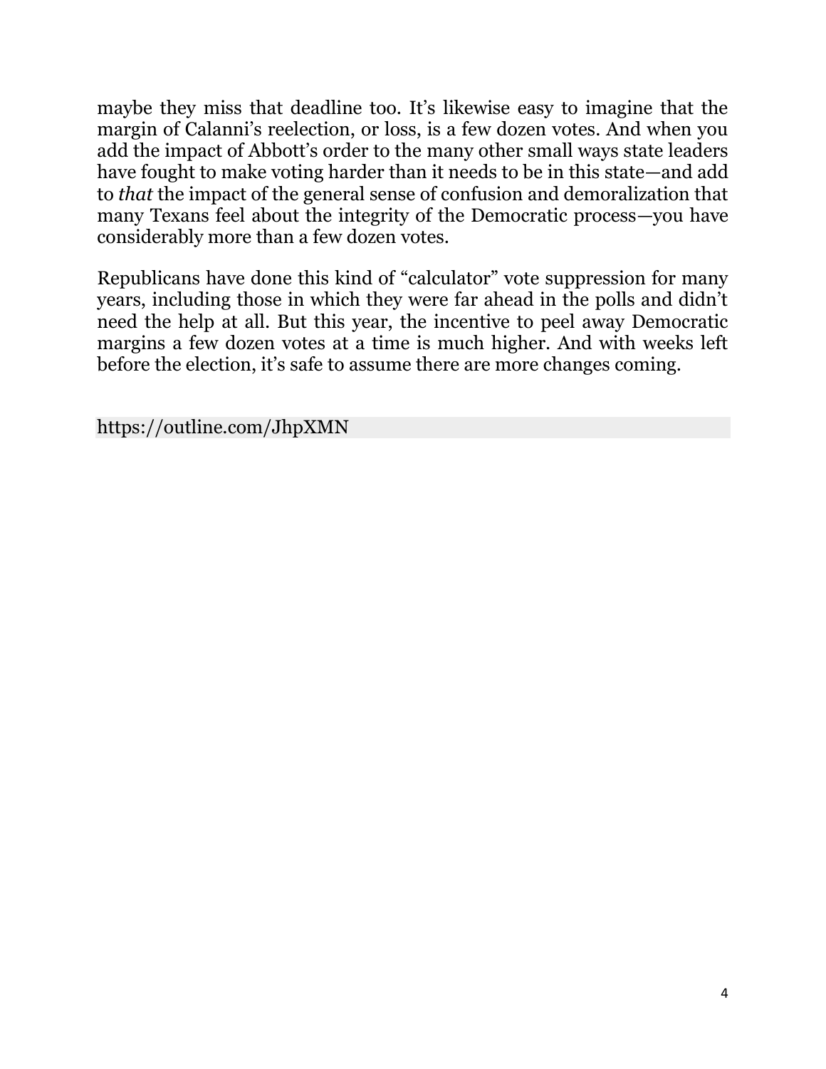maybe they miss that deadline too. It's likewise easy to imagine that the margin of Calanni's reelection, or loss, is a few dozen votes. And when you add the impact of Abbott's order to the many other small ways state leaders have fought to make voting harder than it needs to be in this state—and add to *that* the impact of the general sense of confusion and demoralization that many Texans feel about the integrity of the Democratic process—you have considerably more than a few dozen votes.

Republicans have done this kind of "calculator" vote suppression for many years, including those in which they were far ahead in the polls and didn't need the help at all. But this year, the incentive to peel away Democratic margins a few dozen votes at a time is much higher. And with weeks left before the election, it's safe to assume there are more changes coming.

https://outline.com/JhpXMN